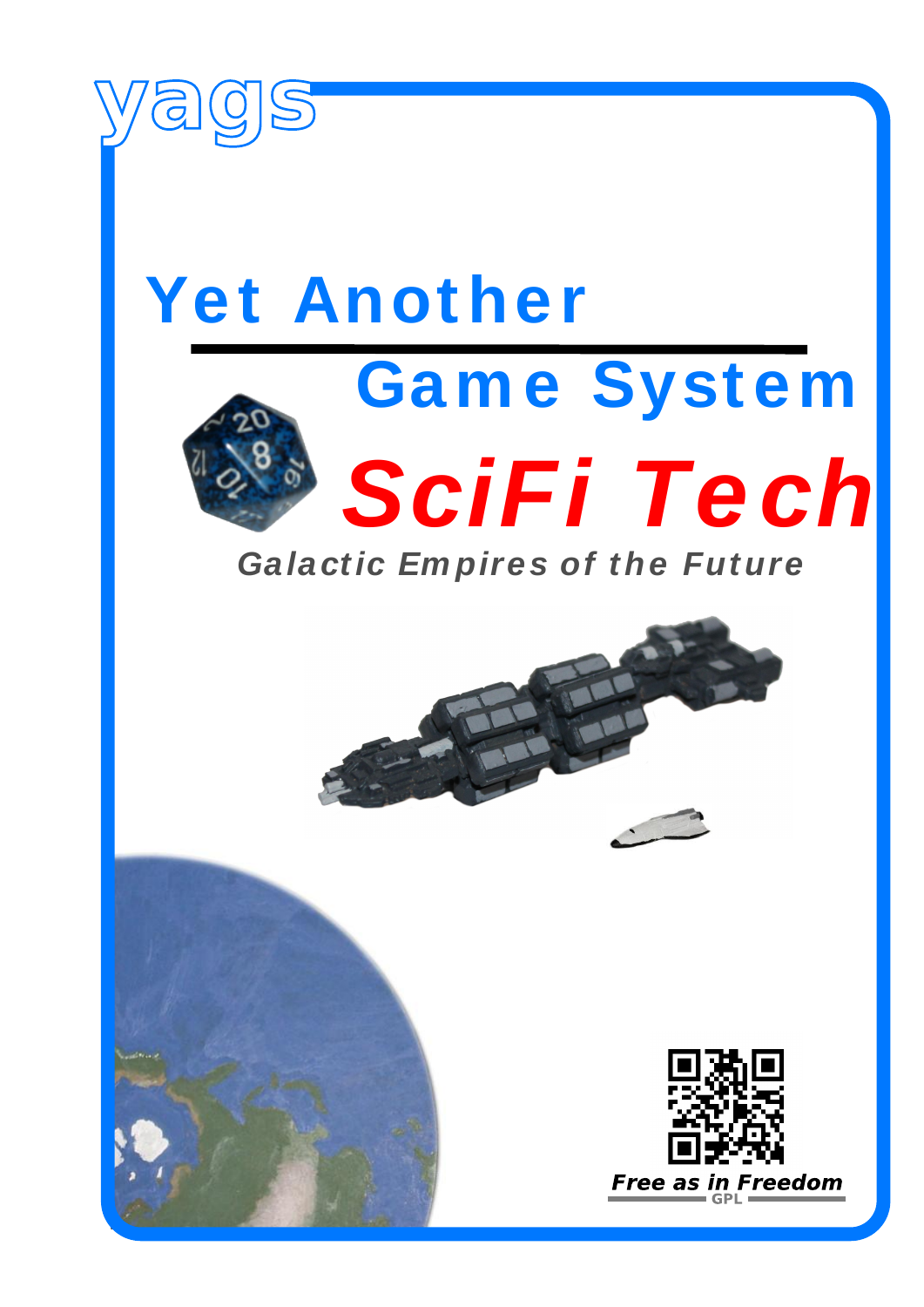yags

# Yet Another Game System

# SciFi Tech

*Galactic Empires of the Future*

***Free as in Freedom***

GPL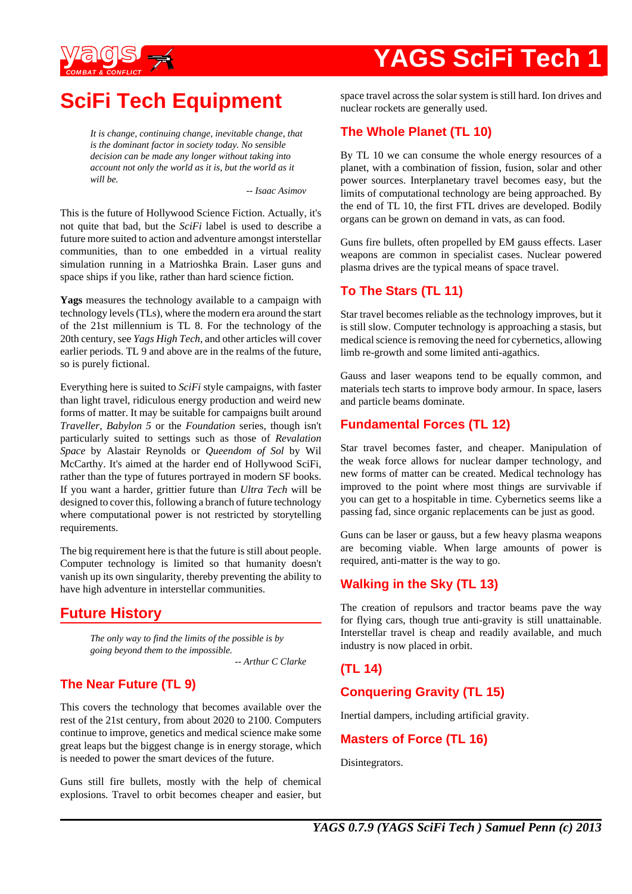# SciFi Tech Equipment

> *It is change, continuing change, inevitable change, that is the dominant factor in society today. No sensible decision can be made any longer without taking into account not only the world as it is, but the world as it will be.*
>
> -- *Isaac Asimov*

This is the future of Hollywood Science Fiction. Actually, it's not quite that bad, but the *SciFi* label is used to describe a future more suited to action and adventure amongst interstellar communities, than to one embedded in a virtual reality simulation running in a Matrioshka Brain. Laser guns and space ships if you like, rather than hard science fiction.

**Yags** measures the technology available to a campaign with technology levels (TLs), where the modern era around the start of the 21st millennium is TL 8. For the technology of the 20th century, see *Yags High Tech*, and other articles will cover earlier periods. TL 9 and above are in the realms of the future, so is purely fictional.

Everything here is suited to *SciFi* style campaigns, with faster than light travel, ridiculous energy production and weird new forms of matter. It may be suitable for campaigns built around *Traveller*, *Babylon 5* or the *Foundation* series, though isn't particularly suited to settings such as those of *Revalation Space* by Alastair Reynolds or *Queendom of Sol* by Wil McCarthy. It's aimed at the harder end of Hollywood SciFi, rather than the type of futures portrayed in modern SF books. If you want a harder, grittier future than *Ultra Tech* will be designed to cover this, following a branch of future technology where computational power is not restricted by storytelling requirements.

The big requirement here is that the future is still about people. Computer technology is limited so that humanity doesn't vanish up its own singularity, thereby preventing the ability to have high adventure in interstellar communities.

## Future History

> *The only way to find the limits of the possible is by going beyond them to the impossible.*
>
> -- *Arthur C Clarke*

### The Near Future (TL 9)

This covers the technology that becomes available over the rest of the 21st century, from about 2020 to 2100. Computers continue to improve, genetics and medical science make some great leaps but the biggest change is in energy storage, which is needed to power the smart devices of the future.

Guns still fire bullets, mostly with the help of chemical explosions. Travel to orbit becomes cheaper and easier, but space travel across the solar system is still hard. Ion drives and nuclear rockets are generally used.

### The Whole Planet (TL 10)

By TL 10 we can consume the whole energy resources of a planet, with a combination of fission, fusion, solar and other power sources. Interplanetary travel becomes easy, but the limits of computational technology are being approached. By the end of TL 10, the first FTL drives are developed. Bodily organs can be grown on demand in vats, as can food.

Guns fire bullets, often propelled by EM gauss effects. Laser weapons are common in specialist cases. Nuclear powered plasma drives are the typical means of space travel.

### To The Stars (TL 11)

Star travel becomes reliable as the technology improves, but it is still slow. Computer technology is approaching a stasis, but medical science is removing the need for cybernetics, allowing limb re-growth and some limited anti-agathics.

Gauss and laser weapons tend to be equally common, and materials tech starts to improve body armour. In space, lasers and particle beams dominate.

### Fundamental Forces (TL 12)

Star travel becomes faster, and cheaper. Manipulation of the weak force allows for nuclear damper technology, and new forms of matter can be created. Medical technology has improved to the point where most things are survivable if you can get to a hospitable in time. Cybernetics seems like a passing fad, since organic replacements can be just as good.

Guns can be laser or gauss, but a few heavy plasma weapons are becoming viable. When large amounts of power is required, anti-matter is the way to go.

### Walking in the Sky (TL 13)

The creation of repulsors and tractor beams pave the way for flying cars, though true anti-gravity is still unattainable. Interstellar travel is cheap and readily available, and much industry is now placed in orbit.

### (TL 14)

### Conquering Gravity (TL 15)

Inertial dampers, including artificial gravity.

### Masters of Force (TL 16)

Disintegrators.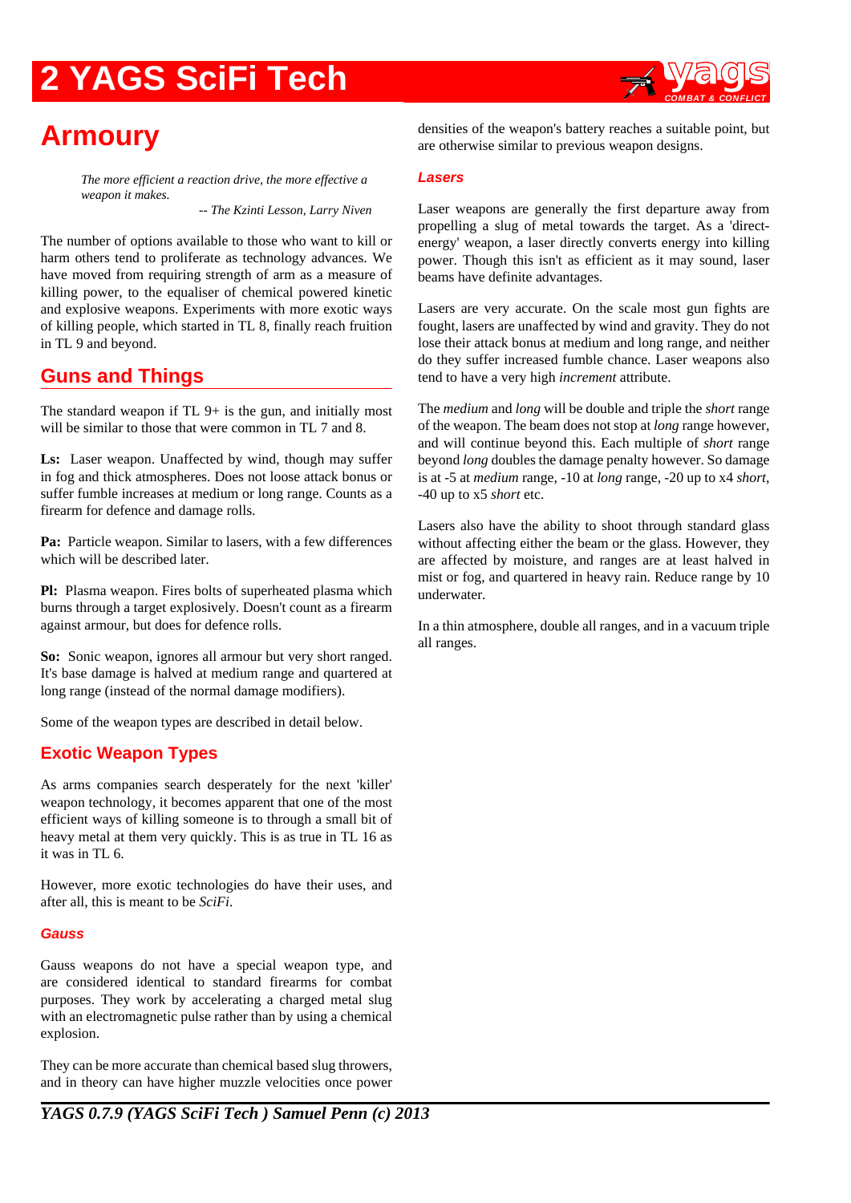# Armoury

> *The more efficient a reaction drive, the more effective a weapon it makes.*
>
> *-- The Kzinti Lesson, Larry Niven*

The number of options available to those who want to kill or harm others tend to proliferate as technology advances. We have moved from requiring strength of arm as a measure of killing power, to the equaliser of chemical powered kinetic and explosive weapons. Experiments with more exotic ways of killing people, which started in TL 8, finally reach fruition in TL 9 and beyond.

## Guns and Things

The standard weapon if TL 9+ is the gun, and initially most will be similar to those that were common in TL 7 and 8.

**Ls:** Laser weapon. Unaffected by wind, though may suffer in fog and thick atmospheres. Does not loose attack bonus or suffer fumble increases at medium or long range. Counts as a firearm for defence and damage rolls.

**Pa:** Particle weapon. Similar to lasers, with a few differences which will be described later.

**Pl:** Plasma weapon. Fires bolts of superheated plasma which burns through a target explosively. Doesn't count as a firearm against armour, but does for defence rolls.

**So:** Sonic weapon, ignores all armour but very short ranged. It's base damage is halved at medium range and quartered at long range (instead of the normal damage modifiers).

Some of the weapon types are described in detail below.

## Exotic Weapon Types

As arms companies search desperately for the next 'killer' weapon technology, it becomes apparent that one of the most efficient ways of killing someone is to through a small bit of heavy metal at them very quickly. This is as true in TL 16 as it was in TL 6.

However, more exotic technologies do have their uses, and after all, this is meant to be *SciFi*.

### Gauss

Gauss weapons do not have a special weapon type, and are considered identical to standard firearms for combat purposes. They work by accelerating a charged metal slug with an electromagnetic pulse rather than by using a chemical explosion.

They can be more accurate than chemical based slug throwers, and in theory can have higher muzzle velocities once power densities of the weapon's battery reaches a suitable point, but are otherwise similar to previous weapon designs.

### Lasers

Laser weapons are generally the first departure away from propelling a slug of metal towards the target. As a 'direct-energy' weapon, a laser directly converts energy into killing power. Though this isn't as efficient as it may sound, laser beams have definite advantages.

Lasers are very accurate. On the scale most gun fights are fought, lasers are unaffected by wind and gravity. They do not lose their attack bonus at medium and long range, and neither do they suffer increased fumble chance. Laser weapons also tend to have a very high *increment* attribute.

The *medium* and *long* will be double and triple the *short* range of the weapon. The beam does not stop at *long* range however, and will continue beyond this. Each multiple of *short* range beyond *long* doubles the damage penalty however. So damage is at -5 at *medium* range, -10 at *long* range, -20 up to x4 *short*, -40 up to x5 *short* etc.

Lasers also have the ability to shoot through standard glass without affecting either the beam or the glass. However, they are affected by moisture, and ranges are at least halved in mist or fog, and quartered in heavy rain. Reduce range by 10 underwater.

In a thin atmosphere, double all ranges, and in a vacuum triple all ranges.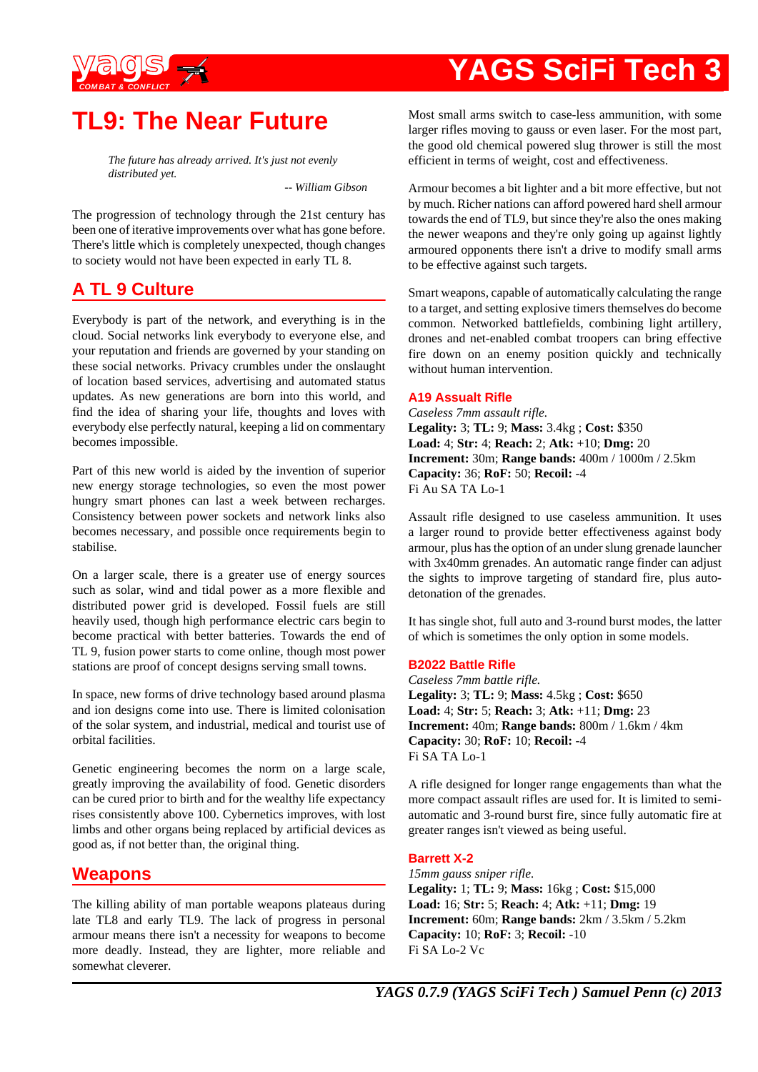# TL9: The Near Future

*The future has already arrived. It's just not evenly distributed yet.*

*-- William Gibson*

The progression of technology through the 21st century has been one of iterative improvements over what has gone before. There's little which is completely unexpected, though changes to society would not have been expected in early TL 8.

## A TL 9 Culture

Everybody is part of the network, and everything is in the cloud. Social networks link everybody to everyone else, and your reputation and friends are governed by your standing on these social networks. Privacy crumbles under the onslaught of location based services, advertising and automated status updates. As new generations are born into this world, and find the idea of sharing your life, thoughts and loves with everybody else perfectly natural, keeping a lid on commentary becomes impossible.

Part of this new world is aided by the invention of superior new energy storage technologies, so even the most power hungry smart phones can last a week between recharges. Consistency between power sockets and network links also becomes necessary, and possible once requirements begin to stabilise.

On a larger scale, there is a greater use of energy sources such as solar, wind and tidal power as a more flexible and distributed power grid is developed. Fossil fuels are still heavily used, though high performance electric cars begin to become practical with better batteries. Towards the end of TL 9, fusion power starts to come online, though most power stations are proof of concept designs serving small towns.

In space, new forms of drive technology based around plasma and ion designs come into use. There is limited colonisation of the solar system, and industrial, medical and tourist use of orbital facilities.

Genetic engineering becomes the norm on a large scale, greatly improving the availability of food. Genetic disorders can be cured prior to birth and for the wealthy life expectancy rises consistently above 100. Cybernetics improves, with lost limbs and other organs being replaced by artificial devices as good as, if not better than, the original thing.

## Weapons

The killing ability of man portable weapons plateaus during late TL8 and early TL9. The lack of progress in personal armour means there isn't a necessity for weapons to become more deadly. Instead, they are lighter, more reliable and somewhat cleverer.

Most small arms switch to case-less ammunition, with some larger rifles moving to gauss or even laser. For the most part, the good old chemical powered slug thrower is still the most efficient in terms of weight, cost and effectiveness.

Armour becomes a bit lighter and a bit more effective, but not by much. Richer nations can afford powered hard shell armour towards the end of TL9, but since they're also the ones making the newer weapons and they're only going up against lightly armoured opponents there isn't a drive to modify small arms to be effective against such targets.

Smart weapons, capable of automatically calculating the range to a target, and setting explosive timers themselves do become common. Networked battlefields, combining light artillery, drones and net-enabled combat troopers can bring effective fire down on an enemy position quickly and technically without human intervention.

### A19 Assault Rifle

*Caseless 7mm assault rifle.*
**Legality:** 3; **TL:** 9; **Mass:** 3.4kg ; **Cost:** $350
**Load:** 4; **Str:** 4; **Reach:** 2; **Atk:** +10; **Dmg:** 20
**Increment:** 30m; **Range bands:** 400m / 1000m / 2.5km
**Capacity:** 36; **RoF:** 50; **Recoil:** -4
Fi Au SA TA Lo-1

Assault rifle designed to use caseless ammunition. It uses a larger round to provide better effectiveness against body armour, plus has the option of an under slung grenade launcher with 3x40mm grenades. An automatic range finder can adjust the sights to improve targeting of standard fire, plus auto-detonation of the grenades.

It has single shot, full auto and 3-round burst modes, the latter of which is sometimes the only option in some models.

### B2022 Battle Rifle

*Caseless 7mm battle rifle.*
**Legality:** 3; **TL:** 9; **Mass:** 4.5kg ; **Cost:** $650
**Load:** 4; **Str:** 5; **Reach:** 3; **Atk:** +11; **Dmg:** 23
**Increment:** 40m; **Range bands:** 800m / 1.6km / 4km
**Capacity:** 30; **RoF:** 10; **Recoil:** -4
Fi SA TA Lo-1

A rifle designed for longer range engagements than what the more compact assault rifles are used for. It is limited to semi-automatic and 3-round burst fire, since fully automatic fire at greater ranges isn't viewed as being useful.

### Barrett X-2

*15mm gauss sniper rifle.*
**Legality:** 1; **TL:** 9; **Mass:** 16kg ; **Cost:** $15,000
**Load:** 16; **Str:** 5; **Reach:** 4; **Atk:** +11; **Dmg:** 19
**Increment:** 60m; **Range bands:** 2km / 3.5km / 5.2km
**Capacity:** 10; **RoF:** 3; **Recoil:** -10
Fi SA Lo-2 Vc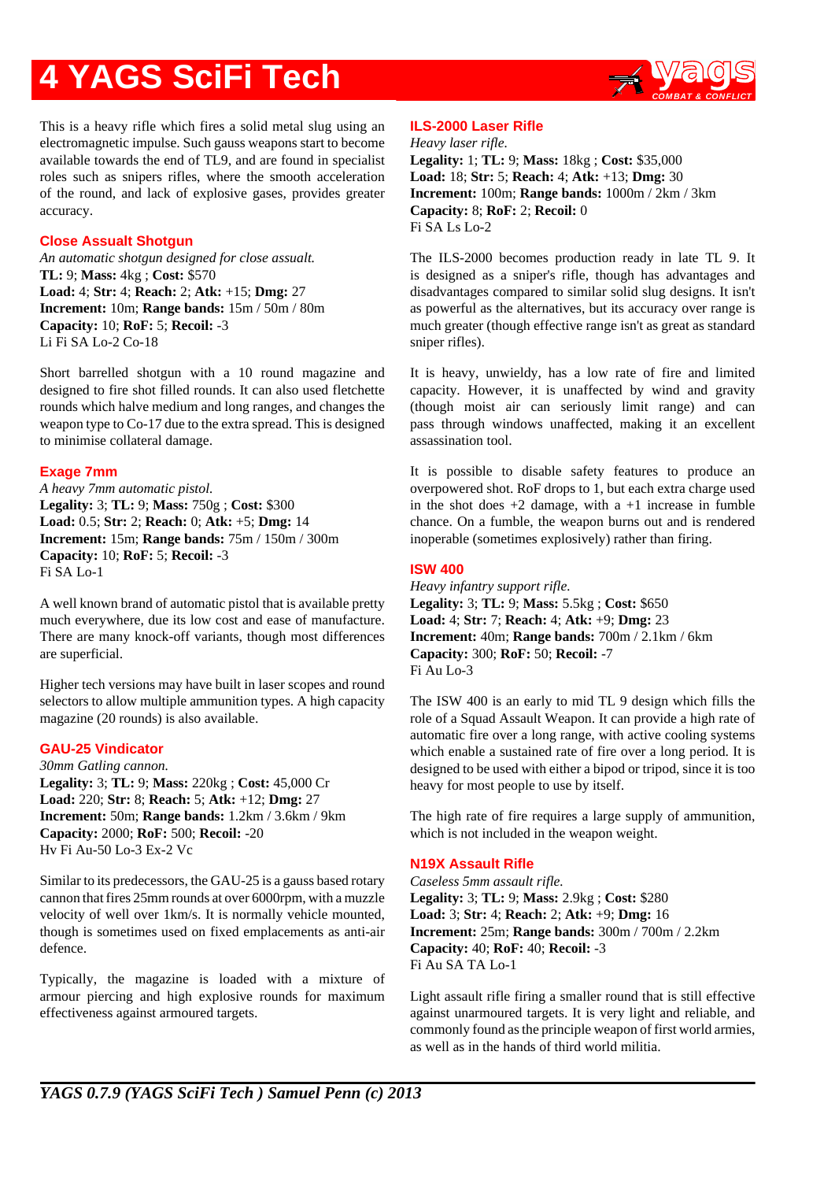This is a heavy rifle which fires a solid metal slug using an electromagnetic impulse. Such gauss weapons start to become available towards the end of TL9, and are found in specialist roles such as snipers rifles, where the smooth acceleration of the round, and lack of explosive gases, provides greater accuracy.

### Close Assault Shotgun

*An automatic shotgun designed for close assault.*
**TL:** 9; **Mass:** 4kg ; **Cost:** $570
**Load:** 4; **Str:** 4; **Reach:** 2; **Atk:** +15; **Dmg:** 27
**Increment:** 10m; **Range bands:** 15m / 50m / 80m
**Capacity:** 10; **RoF:** 5; **Recoil:** -3
Li Fi SA Lo-2 Co-18

Short barrelled shotgun with a 10 round magazine and designed to fire shot filled rounds. It can also used fletchette rounds which halve medium and long ranges, and changes the weapon type to Co-17 due to the extra spread. This is designed to minimise collateral damage.

### Exage 7mm

*A heavy 7mm automatic pistol.*
**Legality:** 3; **TL:** 9; **Mass:** 750g ; **Cost:** $300
**Load:** 0.5; **Str:** 2; **Reach:** 0; **Atk:** +5; **Dmg:** 14
**Increment:** 15m; **Range bands:** 75m / 150m / 300m
**Capacity:** 10; **RoF:** 5; **Recoil:** -3
Fi SA Lo-1

A well known brand of automatic pistol that is available pretty much everywhere, due its low cost and ease of manufacture. There are many knock-off variants, though most differences are superficial.

Higher tech versions may have built in laser scopes and round selectors to allow multiple ammunition types. A high capacity magazine (20 rounds) is also available.

### GAU-25 Vindicator

*30mm Gatling cannon.*
**Legality:** 3; **TL:** 9; **Mass:** 220kg ; **Cost:** 45,000 Cr
**Load:** 220; **Str:** 8; **Reach:** 5; **Atk:** +12; **Dmg:** 27
**Increment:** 50m; **Range bands:** 1.2km / 3.6km / 9km
**Capacity:** 2000; **RoF:** 500; **Recoil:** -20
Hv Fi Au-50 Lo-3 Ex-2 Vc

Similar to its predecessors, the GAU-25 is a gauss based rotary cannon that fires 25mm rounds at over 6000rpm, with a muzzle velocity of well over 1km/s. It is normally vehicle mounted, though is sometimes used on fixed emplacements as anti-air defence.

Typically, the magazine is loaded with a mixture of armour piercing and high explosive rounds for maximum effectiveness against armoured targets.

### ILS-2000 Laser Rifle

*Heavy laser rifle.*
**Legality:** 1; **TL:** 9; **Mass:** 18kg ; **Cost:** $35,000
**Load:** 18; **Str:** 5; **Reach:** 4; **Atk:** +13; **Dmg:** 30
**Increment:** 100m; **Range bands:** 1000m / 2km / 3km
**Capacity:** 8; **RoF:** 2; **Recoil:** 0
Fi SA Ls Lo-2

The ILS-2000 becomes production ready in late TL 9. It is designed as a sniper's rifle, though has advantages and disadvantages compared to similar solid slug designs. It isn't as powerful as the alternatives, but its accuracy over range is much greater (though effective range isn't as great as standard sniper rifles).

It is heavy, unwieldy, has a low rate of fire and limited capacity. However, it is unaffected by wind and gravity (though moist air can seriously limit range) and can pass through windows unaffected, making it an excellent assassination tool.

It is possible to disable safety features to produce an overpowered shot. RoF drops to 1, but each extra charge used in the shot does +2 damage, with a +1 increase in fumble chance. On a fumble, the weapon burns out and is rendered inoperable (sometimes explosively) rather than firing.

### ISW 400

*Heavy infantry support rifle.*
**Legality:** 3; **TL:** 9; **Mass:** 5.5kg ; **Cost:** $650
**Load:** 4; **Str:** 7; **Reach:** 4; **Atk:** +9; **Dmg:** 23
**Increment:** 40m; **Range bands:** 700m / 2.1km / 6km
**Capacity:** 300; **RoF:** 50; **Recoil:** -7
Fi Au Lo-3

The ISW 400 is an early to mid TL 9 design which fills the role of a Squad Assault Weapon. It can provide a high rate of automatic fire over a long range, with active cooling systems which enable a sustained rate of fire over a long period. It is designed to be used with either a bipod or tripod, since it is too heavy for most people to use by itself.

The high rate of fire requires a large supply of ammunition, which is not included in the weapon weight.

### N19X Assault Rifle

*Caseless 5mm assault rifle.*
**Legality:** 3; **TL:** 9; **Mass:** 2.9kg ; **Cost:** $280
**Load:** 3; **Str:** 4; **Reach:** 2; **Atk:** +9; **Dmg:** 16
**Increment:** 25m; **Range bands:** 300m / 700m / 2.2km
**Capacity:** 40; **RoF:** 40; **Recoil:** -3
Fi Au SA TA Lo-1

Light assault rifle firing a smaller round that is still effective against unarmoured targets. It is very light and reliable, and commonly found as the principle weapon of first world armies, as well as in the hands of third world militia.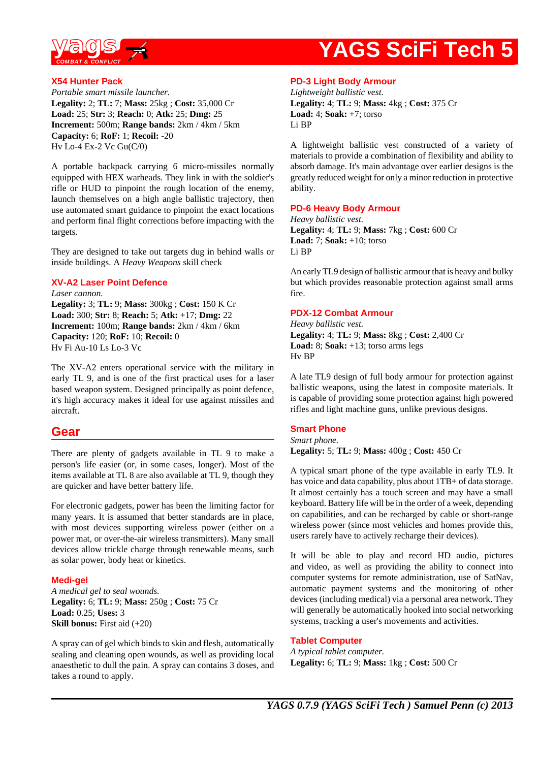### X54 Hunter Pack

*Portable smart missile launcher.*
**Legality:** 2; **TL:** 7; **Mass:** 25kg ; **Cost:** 35,000 Cr
**Load:** 25; **Str:** 3; **Reach:** 0; **Atk:** 25; **Dmg:** 25
**Increment:** 500m; **Range bands:** 2km / 4km / 5km
**Capacity:** 6; **RoF:** 1; **Recoil:** -20
Hv Lo-4 Ex-2 Vc Gu(C/0)

A portable backpack carrying 6 micro-missiles normally equipped with HEX warheads. They link in with the soldier's rifle or HUD to pinpoint the rough location of the enemy, launch themselves on a high angle ballistic trajectory, then use automated smart guidance to pinpoint the exact locations and perform final flight corrections before impacting with the targets.

They are designed to take out targets dug in behind walls or inside buildings. A *Heavy Weapons* skill check

### XV-A2 Laser Point Defence

*Laser cannon.*
**Legality:** 3; **TL:** 9; **Mass:** 300kg ; **Cost:** 150 K Cr
**Load:** 300; **Str:** 8; **Reach:** 5; **Atk:** +17; **Dmg:** 22
**Increment:** 100m; **Range bands:** 2km / 4km / 6km
**Capacity:** 120; **RoF:** 10; **Recoil:** 0
Hv Fi Au-10 Ls Lo-3 Vc

The XV-A2 enters operational service with the military in early TL 9, and is one of the first practical uses for a laser based weapon system. Designed principally as point defence, it's high accuracy makes it ideal for use against missiles and aircraft.

## Gear

There are plenty of gadgets available in TL 9 to make a person's life easier (or, in some cases, longer). Most of the items available at TL 8 are also available at TL 9, though they are quicker and have better battery life.

For electronic gadgets, power has been the limiting factor for many years. It is assumed that better standards are in place, with most devices supporting wireless power (either on a power mat, or over-the-air wireless transmitters). Many small devices allow trickle charge through renewable means, such as solar power, body heat or kinetics.

### Medi-gel

*A medical gel to seal wounds.*
**Legality:** 6; **TL:** 9; **Mass:** 250g ; **Cost:** 75 Cr
**Load:** 0.25; **Uses:** 3
**Skill bonus:** First aid (+20)

A spray can of gel which binds to skin and flesh, automatically sealing and cleaning open wounds, as well as providing local anaesthetic to dull the pain. A spray can contains 3 doses, and takes a round to apply.

### PD-3 Light Body Armour

*Lightweight ballistic vest.*
**Legality:** 4; **TL:** 9; **Mass:** 4kg ; **Cost:** 375 Cr
**Load:** 4; **Soak:** +7; torso
Li BP

A lightweight ballistic vest constructed of a variety of materials to provide a combination of flexibility and ability to absorb damage. It's main advantage over earlier designs is the greatly reduced weight for only a minor reduction in protective ability.

### PD-6 Heavy Body Armour

*Heavy ballistic vest.*
**Legality:** 4; **TL:** 9; **Mass:** 7kg ; **Cost:** 600 Cr
**Load:** 7; **Soak:** +10; torso
Li BP

An early TL9 design of ballistic armour that is heavy and bulky but which provides reasonable protection against small arms fire.

### PDX-12 Combat Armour

*Heavy ballistic vest.*
**Legality:** 4; **TL:** 9; **Mass:** 8kg ; **Cost:** 2,400 Cr
**Load:** 8; **Soak:** +13; torso arms legs
Hv BP

A late TL9 design of full body armour for protection against ballistic weapons, using the latest in composite materials. It is capable of providing some protection against high powered rifles and light machine guns, unlike previous designs.

### Smart Phone

*Smart phone.*
**Legality:** 5; **TL:** 9; **Mass:** 400g ; **Cost:** 450 Cr

A typical smart phone of the type available in early TL9. It has voice and data capability, plus about 1TB+ of data storage. It almost certainly has a touch screen and may have a small keyboard. Battery life will be in the order of a week, depending on capabilities, and can be recharged by cable or short-range wireless power (since most vehicles and homes provide this, users rarely have to actively recharge their devices).

It will be able to play and record HD audio, pictures and video, as well as providing the ability to connect into computer systems for remote administration, use of SatNav, automatic payment systems and the monitoring of other devices (including medical) via a personal area network. They will generally be automatically hooked into social networking systems, tracking a user's movements and activities.

### Tablet Computer

*A typical tablet computer.*
**Legality:** 6; **TL:** 9; **Mass:** 1kg ; **Cost:** 500 Cr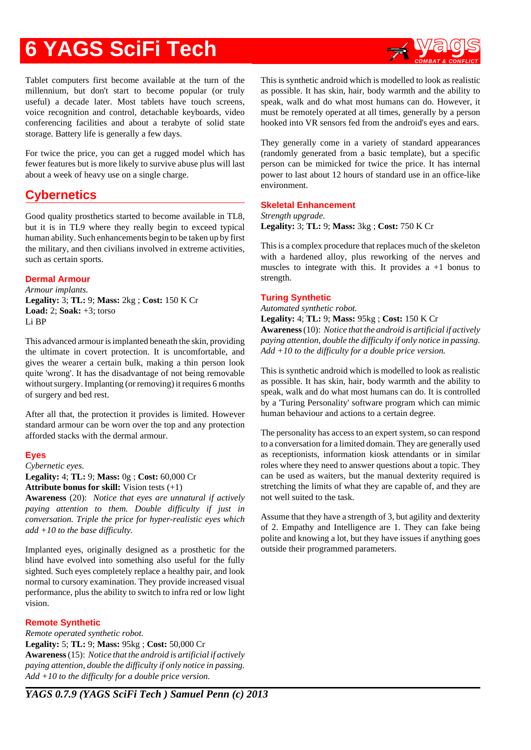Tablet computers first become available at the turn of the millennium, but don't start to become popular (or truly useful) a decade later. Most tablets have touch screens, voice recognition and control, detachable keyboards, video conferencing facilities and about a terabyte of solid state storage. Battery life is generally a few days.

For twice the price, you can get a rugged model which has fewer features but is more likely to survive abuse plus will last about a week of heavy use on a single charge.

## Cybernetics

Good quality prosthetics started to become available in TL8, but it is in TL9 where they really begin to exceed typical human ability. Such enhancements begin to be taken up by first the military, and then civilians involved in extreme activities, such as certain sports.

### Dermal Armour

*Armour implants.*
**Legality:** 3; **TL:** 9; **Mass:** 2kg ; **Cost:** 150 K Cr
**Load:** 2; **Soak:** +3; torso
Li BP

This advanced armour is implanted beneath the skin, providing the ultimate in covert protection. It is uncomfortable, and gives the wearer a certain bulk, making a thin person look quite 'wrong'. It has the disadvantage of not being removable without surgery. Implanting (or removing) it requires 6 months of surgery and bed rest.

After all that, the protection it provides is limited. However standard armour can be worn over the top and any protection afforded stacks with the dermal armour.

### Eyes

*Cybernetic eyes.*
**Legality:** 4; **TL:** 9; **Mass:** 0g ; **Cost:** 60,000 Cr
**Attribute bonus for skill:** Vision tests (+1)
**Awareness** (20): *Notice that eyes are unnatural if actively paying attention to them. Double difficulty if just in conversation. Triple the price for hyper-realistic eyes which add +10 to the base difficulty.*

Implanted eyes, originally designed as a prosthetic for the blind have evolved into something also useful for the fully sighted. Such eyes completely replace a healthy pair, and look normal to cursory examination. They provide increased visual performance, plus the ability to switch to infra red or low light vision.

### Remote Synthetic

*Remote operated synthetic robot.*
**Legality:** 5; **TL:** 9; **Mass:** 95kg ; **Cost:** 50,000 Cr
**Awareness** (15): *Notice that the android is artificial if actively paying attention, double the difficulty if only notice in passing. Add +10 to the difficulty for a double price version.*

This is synthetic android which is modelled to look as realistic as possible. It has skin, hair, body warmth and the ability to speak, walk and do what most humans can do. However, it must be remotely operated at all times, generally by a person hooked into VR sensors fed from the android's eyes and ears.

They generally come in a variety of standard appearances (randomly generated from a basic template), but a specific person can be mimicked for twice the price. It has internal power to last about 12 hours of standard use in an office-like environment.

### Skeletal Enhancement

*Strength upgrade.*
**Legality:** 3; **TL:** 9; **Mass:** 3kg ; **Cost:** 750 K Cr

This is a complex procedure that replaces much of the skeleton with a hardened alloy, plus reworking of the nerves and muscles to integrate with this. It provides a +1 bonus to strength.

### Turing Synthetic

*Automated synthetic robot.*
**Legality:** 4; **TL:** 9; **Mass:** 95kg ; **Cost:** 150 K Cr
**Awareness** (10): *Notice that the android is artificial if actively paying attention, double the difficulty if only notice in passing. Add +10 to the difficulty for a double price version.*

This is synthetic android which is modelled to look as realistic as possible. It has skin, hair, body warmth and the ability to speak, walk and do what most humans can do. It is controlled by a 'Turing Personality' software program which can mimic human behaviour and actions to a certain degree.

The personality has access to an expert system, so can respond to a conversation for a limited domain. They are generally used as receptionists, information kiosk attendants or in similar roles where they need to answer questions about a topic. They can be used as waiters, but the manual dexterity required is stretching the limits of what they are capable of, and they are not well suited to the task.

Assume that they have a strength of 3, but agility and dexterity of 2. Empathy and Intelligence are 1. They can fake being polite and knowing a lot, but they have issues if anything goes outside their programmed parameters.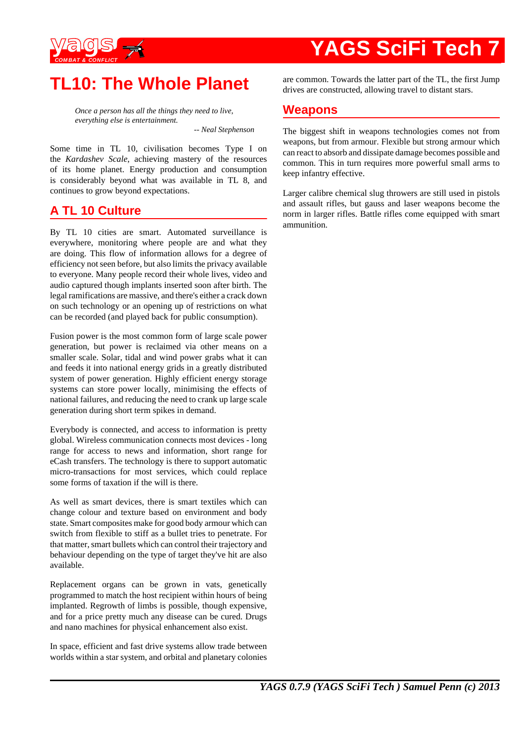# TL10: The Whole Planet

> *Once a person has all the things they need to live, everything else is entertainment.*
>
> *-- Neal Stephenson*

Some time in TL 10, civilisation becomes Type I on the *Kardashev Scale*, achieving mastery of the resources of its home planet. Energy production and consumption is considerably beyond what was available in TL 8, and continues to grow beyond expectations.

## A TL 10 Culture

By TL 10 cities are smart. Automated surveillance is everywhere, monitoring where people are and what they are doing. This flow of information allows for a degree of efficiency not seen before, but also limits the privacy available to everyone. Many people record their whole lives, video and audio captured though implants inserted soon after birth. The legal ramifications are massive, and there's either a crack down on such technology or an opening up of restrictions on what can be recorded (and played back for public consumption).

Fusion power is the most common form of large scale power generation, but power is reclaimed via other means on a smaller scale. Solar, tidal and wind power grabs what it can and feeds it into national energy grids in a greatly distributed system of power generation. Highly efficient energy storage systems can store power locally, minimising the effects of national failures, and reducing the need to crank up large scale generation during short term spikes in demand.

Everybody is connected, and access to information is pretty global. Wireless communication connects most devices - long range for access to news and information, short range for eCash transfers. The technology is there to support automatic micro-transactions for most services, which could replace some forms of taxation if the will is there.

As well as smart devices, there is smart textiles which can change colour and texture based on environment and body state. Smart composites make for good body armour which can switch from flexible to stiff as a bullet tries to penetrate. For that matter, smart bullets which can control their trajectory and behaviour depending on the type of target they've hit are also available.

Replacement organs can be grown in vats, genetically programmed to match the host recipient within hours of being implanted. Regrowth of limbs is possible, though expensive, and for a price pretty much any disease can be cured. Drugs and nano machines for physical enhancement also exist.

In space, efficient and fast drive systems allow trade between worlds within a star system, and orbital and planetary colonies are common. Towards the latter part of the TL, the first Jump drives are constructed, allowing travel to distant stars.

## Weapons

The biggest shift in weapons technologies comes not from weapons, but from armour. Flexible but strong armour which can react to absorb and dissipate damage becomes possible and common. This in turn requires more powerful small arms to keep infantry effective.

Larger calibre chemical slug throwers are still used in pistols and assault rifles, but gauss and laser weapons become the norm in larger rifles. Battle rifles come equipped with smart ammunition.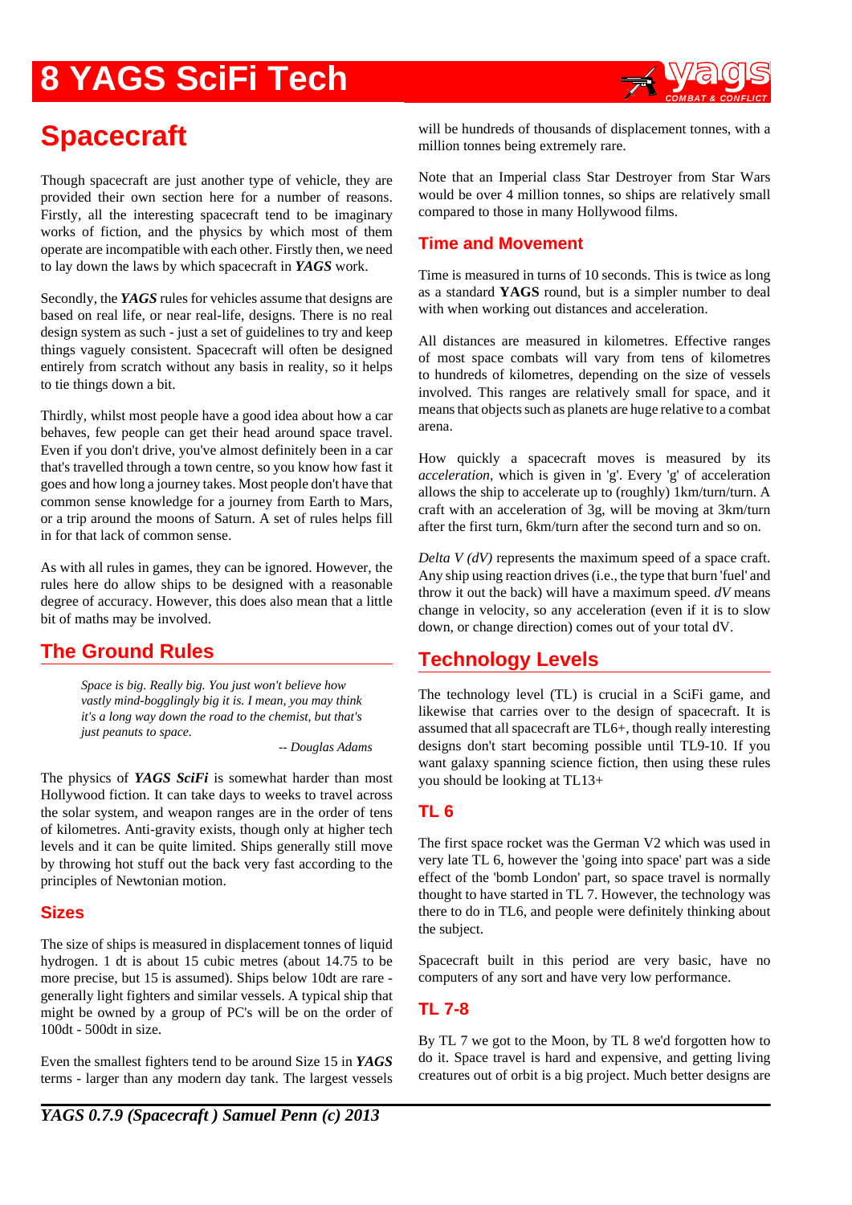# 8 YAGS SciFi Tech

## Spacecraft

Though spacecraft are just another type of vehicle, they are provided their own section here for a number of reasons. Firstly, all the interesting spacecraft tend to be imaginary works of fiction, and the physics by which most of them operate are incompatible with each other. Firstly then, we need to lay down the laws by which spacecraft in ***YAGS*** work.

Secondly, the ***YAGS*** rules for vehicles assume that designs are based on real life, or near real-life, designs. There is no real design system as such - just a set of guidelines to try and keep things vaguely consistent. Spacecraft will often be designed entirely from scratch without any basis in reality, so it helps to tie things down a bit.

Thirdly, whilst most people have a good idea about how a car behaves, few people can get their head around space travel. Even if you don't drive, you've almost definitely been in a car that's travelled through a town centre, so you know how fast it goes and how long a journey takes. Most people don't have that common sense knowledge for a journey from Earth to Mars, or a trip around the moons of Saturn. A set of rules helps fill in for that lack of common sense.

As with all rules in games, they can be ignored. However, the rules here do allow ships to be designed with a reasonable degree of accuracy. However, this does also mean that a little bit of maths may be involved.

### The Ground Rules

> *Space is big. Really big. You just won't believe how vastly mind-bogglingly big it is. I mean, you may think it's a long way down the road to the chemist, but that's just peanuts to space.*
>
> *-- Douglas Adams*

The physics of ***YAGS SciFi*** is somewhat harder than most Hollywood fiction. It can take days to weeks to travel across the solar system, and weapon ranges are in the order of tens of kilometres. Anti-gravity exists, though only at higher tech levels and it can be quite limited. Ships generally still move by throwing hot stuff out the back very fast according to the principles of Newtonian motion.

#### Sizes

The size of ships is measured in displacement tonnes of liquid hydrogen. 1 dt is about 15 cubic metres (about 14.75 to be more precise, but 15 is assumed). Ships below 10dt are rare - generally light fighters and similar vessels. A typical ship that might be owned by a group of PC's will be on the order of 100dt - 500dt in size.

Even the smallest fighters tend to be around Size 15 in ***YAGS*** terms - larger than any modern day tank. The largest vessels will be hundreds of thousands of displacement tonnes, with a million tonnes being extremely rare.

Note that an Imperial class Star Destroyer from Star Wars would be over 4 million tonnes, so ships are relatively small compared to those in many Hollywood films.

#### Time and Movement

Time is measured in turns of 10 seconds. This is twice as long as a standard **YAGS** round, but is a simpler number to deal with when working out distances and acceleration.

All distances are measured in kilometres. Effective ranges of most space combats will vary from tens of kilometres to hundreds of kilometres, depending on the size of vessels involved. This ranges are relatively small for space, and it means that objects such as planets are huge relative to a combat arena.

How quickly a spacecraft moves is measured by its *acceleration*, which is given in 'g'. Every 'g' of acceleration allows the ship to accelerate up to (roughly) 1km/turn/turn. A craft with an acceleration of 3g, will be moving at 3km/turn after the first turn, 6km/turn after the second turn and so on.

*Delta V (dV)* represents the maximum speed of a space craft. Any ship using reaction drives (i.e., the type that burn 'fuel' and throw it out the back) will have a maximum speed. *dV* means change in velocity, so any acceleration (even if it is to slow down, or change direction) comes out of your total dV.

### Technology Levels

The technology level (TL) is crucial in a SciFi game, and likewise that carries over to the design of spacecraft. It is assumed that all spacecraft are TL6+, though really interesting designs don't start becoming possible until TL9-10. If you want galaxy spanning science fiction, then using these rules you should be looking at TL13+

#### TL 6

The first space rocket was the German V2 which was used in very late TL 6, however the 'going into space' part was a side effect of the 'bomb London' part, so space travel is normally thought to have started in TL 7. However, the technology was there to do in TL6, and people were definitely thinking about the subject.

Spacecraft built in this period are very basic, have no computers of any sort and have very low performance.

#### TL 7-8

By TL 7 we got to the Moon, by TL 8 we'd forgotten how to do it. Space travel is hard and expensive, and getting living creatures out of orbit is a big project. Much better designs are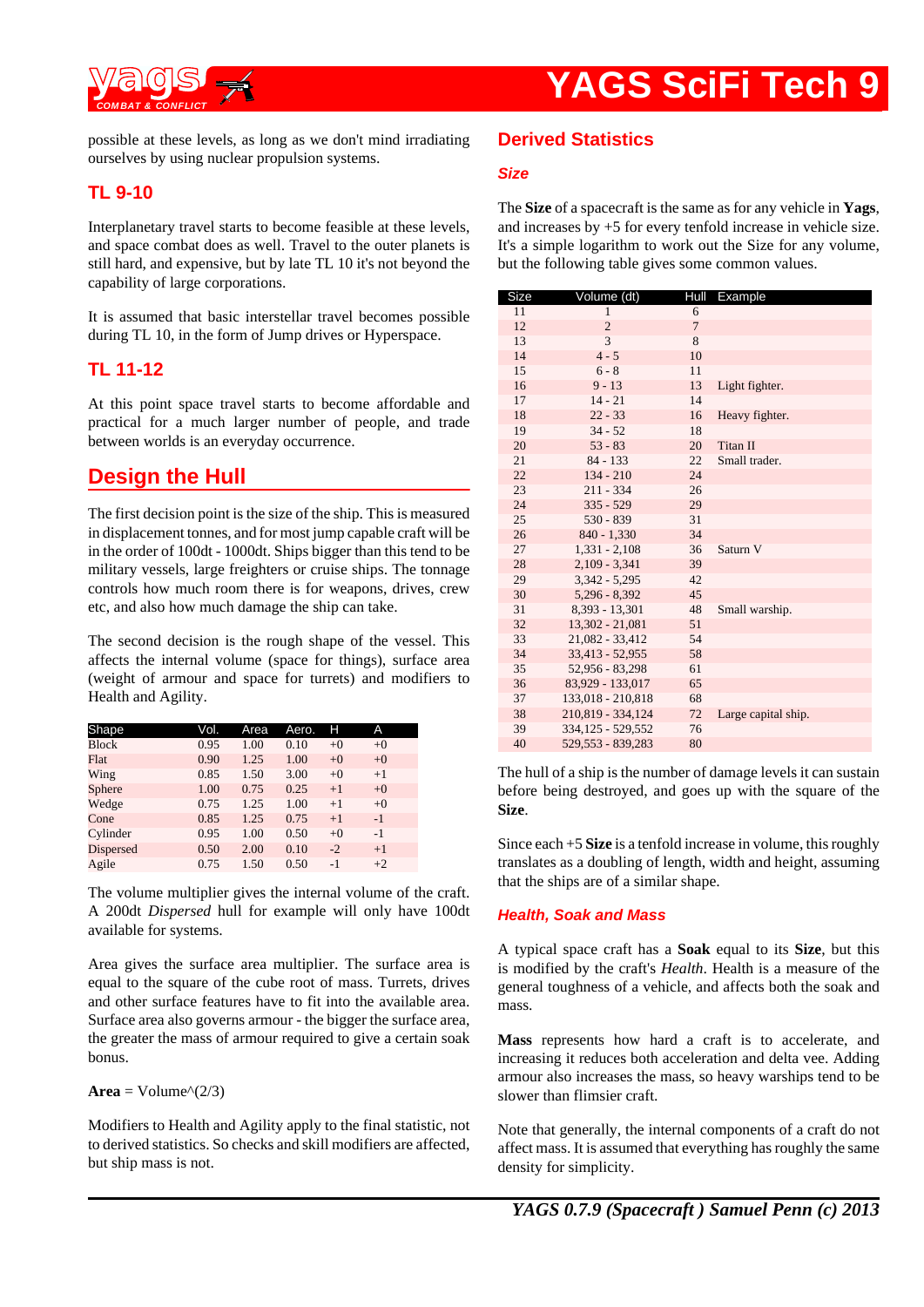possible at these levels, as long as we don't mind irradiating ourselves by using nuclear propulsion systems.

### TL 9-10

Interplanetary travel starts to become feasible at these levels, and space combat does as well. Travel to the outer planets is still hard, and expensive, but by late TL 10 it's not beyond the capability of large corporations.

It is assumed that basic interstellar travel becomes possible during TL 10, in the form of Jump drives or Hyperspace.

### TL 11-12

At this point space travel starts to become affordable and practical for a much larger number of people, and trade between worlds is an everyday occurrence.

## Design the Hull

The first decision point is the size of the ship. This is measured in displacement tonnes, and for most jump capable craft will be in the order of 100dt - 1000dt. Ships bigger than this tend to be military vessels, large freighters or cruise ships. The tonnage controls how much room there is for weapons, drives, crew etc, and also how much damage the ship can take.

The second decision is the rough shape of the vessel. This affects the internal volume (space for things), surface area (weight of armour and space for turrets) and modifiers to Health and Agility.

| Shape | Vol. | Area | Aero. | H | A |
|---|---|---|---|---|---|
| Block | 0.95 | 1.00 | 0.10 | +0 | +0 |
| Flat | 0.90 | 1.25 | 1.00 | +0 | +0 |
| Wing | 0.85 | 1.50 | 3.00 | +0 | +1 |
| Sphere | 1.00 | 0.75 | 0.25 | +1 | +0 |
| Wedge | 0.75 | 1.25 | 1.00 | +1 | +0 |
| Cone | 0.85 | 1.25 | 0.75 | +1 | -1 |
| Cylinder | 0.95 | 1.00 | 0.50 | +0 | -1 |
| Dispersed | 0.50 | 2.00 | 0.10 | -2 | +1 |
| Agile | 0.75 | 1.50 | 0.50 | -1 | +2 |

The volume multiplier gives the internal volume of the craft. A 200dt *Dispersed* hull for example will only have 100dt available for systems.

Area gives the surface area multiplier. The surface area is equal to the square of the cube root of mass. Turrets, drives and other surface features have to fit into the available area. Surface area also governs armour - the bigger the surface area, the greater the mass of armour required to give a certain soak bonus.

**Area** = Volume^(2/3)

Modifiers to Health and Agility apply to the final statistic, not to derived statistics. So checks and skill modifiers are affected, but ship mass is not.

## Derived Statistics

### Size

The **Size** of a spacecraft is the same as for any vehicle in **Yags**, and increases by +5 for every tenfold increase in vehicle size. It's a simple logarithm to work out the Size for any volume, but the following table gives some common values.

| Size | Volume (dt) | Hull | Example |
|---|---|---|---|
| 11 | 1 | 6 | |
| 12 | 2 | 7 | |
| 13 | 3 | 8 | |
| 14 | 4 - 5 | 10 | |
| 15 | 6 - 8 | 11 | |
| 16 | 9 - 13 | 13 | Light fighter. |
| 17 | 14 - 21 | 14 | |
| 18 | 22 - 33 | 16 | Heavy fighter. |
| 19 | 34 - 52 | 18 | |
| 20 | 53 - 83 | 20 | Titan II |
| 21 | 84 - 133 | 22 | Small trader. |
| 22 | 134 - 210 | 24 | |
| 23 | 211 - 334 | 26 | |
| 24 | 335 - 529 | 29 | |
| 25 | 530 - 839 | 31 | |
| 26 | 840 - 1,330 | 34 | |
| 27 | 1,331 - 2,108 | 36 | Saturn V |
| 28 | 2,109 - 3,341 | 39 | |
| 29 | 3,342 - 5,295 | 42 | |
| 30 | 5,296 - 8,392 | 45 | |
| 31 | 8,393 - 13,301 | 48 | Small warship. |
| 32 | 13,302 - 21,081 | 51 | |
| 33 | 21,082 - 33,412 | 54 | |
| 34 | 33,413 - 52,955 | 58 | |
| 35 | 52,956 - 83,298 | 61 | |
| 36 | 83,929 - 133,017 | 65 | |
| 37 | 133,018 - 210,818 | 68 | |
| 38 | 210,819 - 334,124 | 72 | Large capital ship. |
| 39 | 334,125 - 529,552 | 76 | |
| 40 | 529,553 - 839,283 | 80 | |

The hull of a ship is the number of damage levels it can sustain before being destroyed, and goes up with the square of the **Size**.

Since each +5 **Size** is a tenfold increase in volume, this roughly translates as a doubling of length, width and height, assuming that the ships are of a similar shape.

### Health, Soak and Mass

A typical space craft has a **Soak** equal to its **Size**, but this is modified by the craft's *Health*. Health is a measure of the general toughness of a vehicle, and affects both the soak and mass.

**Mass** represents how hard a craft is to accelerate, and increasing it reduces both acceleration and delta vee. Adding armour also increases the mass, so heavy warships tend to be slower than flimsier craft.

Note that generally, the internal components of a craft do not affect mass. It is assumed that everything has roughly the same density for simplicity.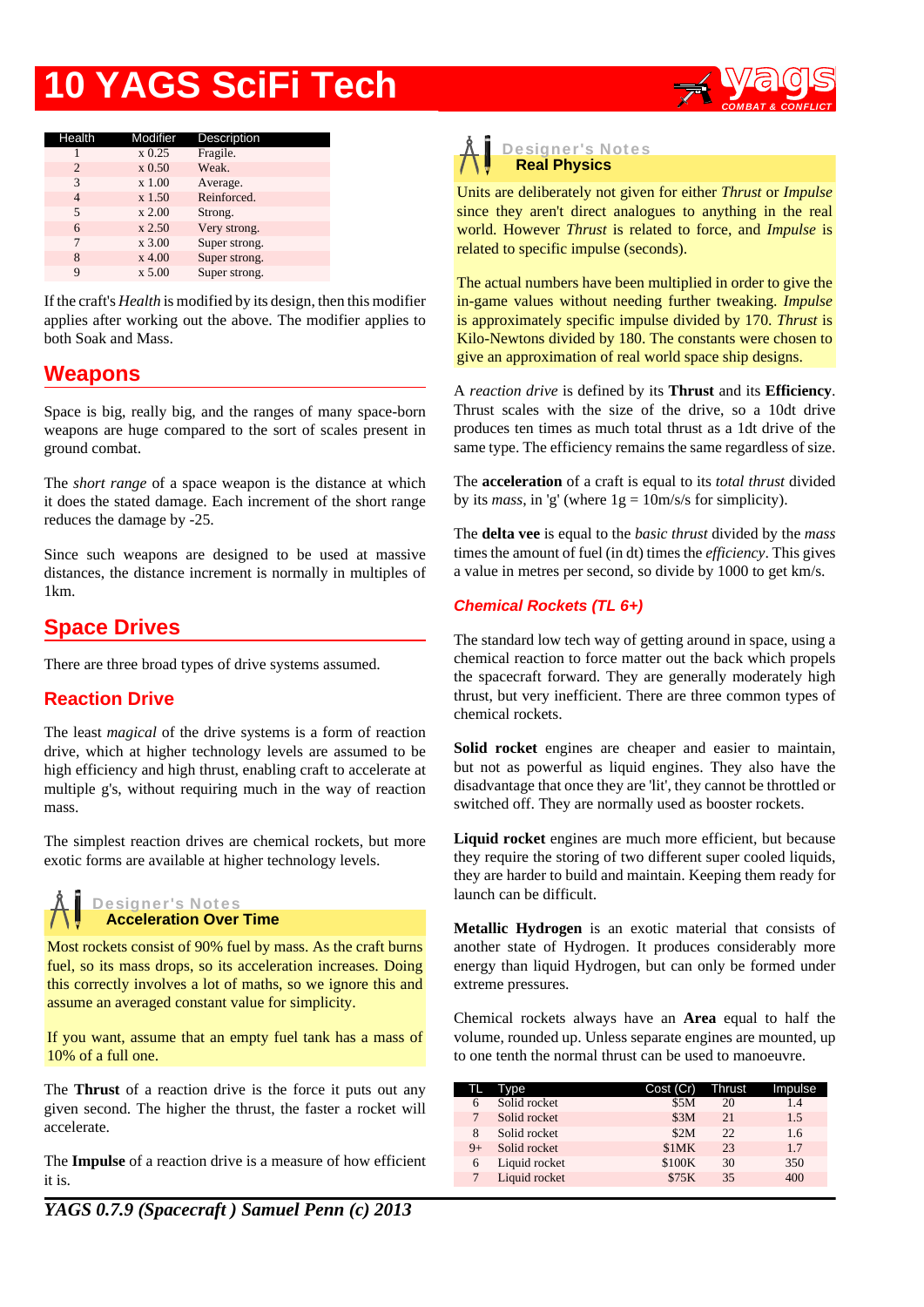# 10 YAGS SciFi Tech

| Health | Modifier | Description |
|---|---|---|
| 1 | x 0.25 | Fragile. |
| 2 | x 0.50 | Weak. |
| 3 | x 1.00 | Average. |
| 4 | x 1.50 | Reinforced. |
| 5 | x 2.00 | Strong. |
| 6 | x 2.50 | Very strong. |
| 7 | x 3.00 | Super strong. |
| 8 | x 4.00 | Super strong. |
| 9 | x 5.00 | Super strong. |

If the craft's *Health* is modified by its design, then this modifier applies after working out the above. The modifier applies to both Soak and Mass.

## Weapons

Space is big, really big, and the ranges of many space-born weapons are huge compared to the sort of scales present in ground combat.

The *short range* of a space weapon is the distance at which it does the stated damage. Each increment of the short range reduces the damage by -25.

Since such weapons are designed to be used at massive distances, the distance increment is normally in multiples of 1km.

## Space Drives

There are three broad types of drive systems assumed.

### Reaction Drive

The least *magical* of the drive systems is a form of reaction drive, which at higher technology levels are assumed to be high efficiency and high thrust, enabling craft to accelerate at multiple g's, without requiring much in the way of reaction mass.

The simplest reaction drives are chemical rockets, but more exotic forms are available at higher technology levels.

> **Designer's Notes**
> **Acceleration Over Time**
>
> Most rockets consist of 90% fuel by mass. As the craft burns fuel, so its mass drops, so its acceleration increases. Doing this correctly involves a lot of maths, so we ignore this and assume an averaged constant value for simplicity.
>
> If you want, assume that an empty fuel tank has a mass of 10% of a full one.

The **Thrust** of a reaction drive is the force it puts out any given second. The higher the thrust, the faster a rocket will accelerate.

The **Impulse** of a reaction drive is a measure of how efficient it is.

> **Designer's Notes**
> **Real Physics**
>
> Units are deliberately not given for either *Thrust* or *Impulse* since they aren't direct analogues to anything in the real world. However *Thrust* is related to force, and *Impulse* is related to specific impulse (seconds).
>
> The actual numbers have been multiplied in order to give the in-game values without needing further tweaking. *Impulse* is approximately specific impulse divided by 170. *Thrust* is Kilo-Newtons divided by 180. The constants were chosen to give an approximation of real world space ship designs.

A *reaction drive* is defined by its **Thrust** and its **Efficiency**. Thrust scales with the size of the drive, so a 10dt drive produces ten times as much total thrust as a 1dt drive of the same type. The efficiency remains the same regardless of size.

The **acceleration** of a craft is equal to its *total thrust* divided by its *mass*, in 'g' (where 1g = 10m/s/s for simplicity).

The **delta vee** is equal to the *basic thrust* divided by the *mass* times the amount of fuel (in dt) times the *efficiency*. This gives a value in metres per second, so divide by 1000 to get km/s.

#### Chemical Rockets (TL 6+)

The standard low tech way of getting around in space, using a chemical reaction to force matter out the back which propels the spacecraft forward. They are generally moderately high thrust, but very inefficient. There are three common types of chemical rockets.

**Solid rocket** engines are cheaper and easier to maintain, but not as powerful as liquid engines. They also have the disadvantage that once they are 'lit', they cannot be throttled or switched off. They are normally used as booster rockets.

**Liquid rocket** engines are much more efficient, but because they require the storing of two different super cooled liquids, they are harder to build and maintain. Keeping them ready for launch can be difficult.

**Metallic Hydrogen** is an exotic material that consists of another state of Hydrogen. It produces considerably more energy than liquid Hydrogen, but can only be formed under extreme pressures.

Chemical rockets always have an **Area** equal to half the volume, rounded up. Unless separate engines are mounted, up to one tenth the normal thrust can be used to manoeuvre.

| TL | Type | Cost (Cr) | Thrust | Impulse |
|---|---|---|---|---|
| 6 | Solid rocket | $5M | 20 | 1.4 |
| 7 | Solid rocket | $3M | 21 | 1.5 |
| 8 | Solid rocket | $2M | 22 | 1.6 |
| 9+ | Solid rocket | $1MK | 23 | 1.7 |
| 6 | Liquid rocket | $100K | 30 | 350 |
| 7 | Liquid rocket | $75K | 35 | 400 |

*YAGS 0.7.9 (Spacecraft ) Samuel Penn (c) 2013*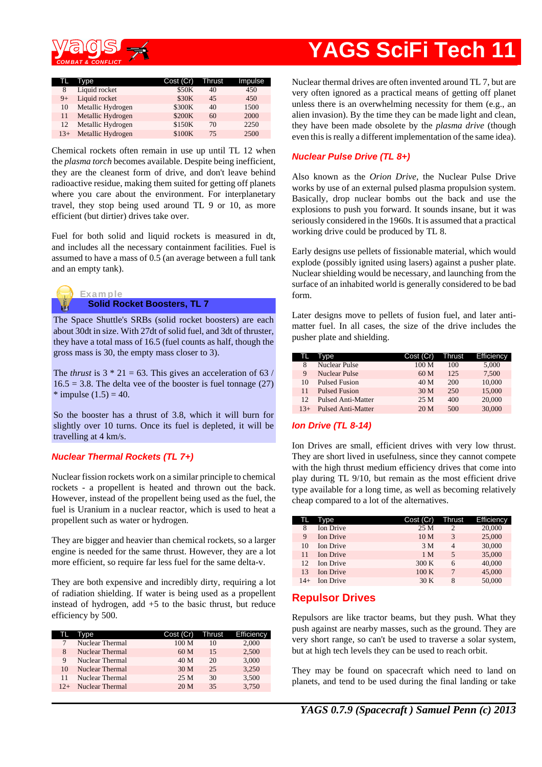| TL | Type | Cost (Cr) | Thrust | Impulse |
|---|---|---|---|---|
| 8 | Liquid rocket | $50K | 40 | 450 |
| 9+ | Liquid rocket | $30K | 45 | 450 |
| 10 | Metallic Hydrogen | $300K | 40 | 1500 |
| 11 | Metallic Hydrogen | $200K | 60 | 2000 |
| 12 | Metallic Hydrogen | $150K | 70 | 2250 |
| 13+ | Metallic Hydrogen | $100K | 75 | 2500 |

Chemical rockets often remain in use up until TL 12 when the *plasma torch* becomes available. Despite being inefficient, they are the cleanest form of drive, and don't leave behind radioactive residue, making them suited for getting off planets where you care about the environment. For interplanetary travel, they stop being used around TL 9 or 10, as more efficient (but dirtier) drives take over.

Fuel for both solid and liquid rockets is measured in dt, and includes all the necessary containment facilities. Fuel is assumed to have a mass of 0.5 (an average between a full tank and an empty tank).

> **Example**
>
> **Solid Rocket Boosters, TL 7**
>
> The Space Shuttle's SRBs (solid rocket boosters) are each about 30dt in size. With 27dt of solid fuel, and 3dt of thruster, they have a total mass of 16.5 (fuel counts as half, though the gross mass is 30, the empty mass closer to 3).
>
> The *thrust* is 3 * 21 = 63. This gives an acceleration of 63 / 16.5 = 3.8. The delta vee of the booster is fuel tonnage (27) * impulse (1.5) = 40.
>
> So the booster has a thrust of 3.8, which it will burn for slightly over 10 turns. Once its fuel is depleted, it will be travelling at 4 km/s.

### Nuclear Thermal Rockets (TL 7+)

Nuclear fission rockets work on a similar principle to chemical rockets - a propellent is heated and thrown out the back. However, instead of the propellent being used as the fuel, the fuel is Uranium in a nuclear reactor, which is used to heat a propellent such as water or hydrogen.

They are bigger and heavier than chemical rockets, so a larger engine is needed for the same thrust. However, they are a lot more efficient, so require far less fuel for the same delta-v.

They are both expensive and incredibly dirty, requiring a lot of radiation shielding. If water is being used as a propellent instead of hydrogen, add +5 to the basic thrust, but reduce efficiency by 500.

| TL | Type | Cost (Cr) | Thrust | Efficiency |
|---|---|---|---|---|
| 7 | Nuclear Thermal | 100 M | 10 | 2,000 |
| 8 | Nuclear Thermal | 60 M | 15 | 2,500 |
| 9 | Nuclear Thermal | 40 M | 20 | 3,000 |
| 10 | Nuclear Thermal | 30 M | 25 | 3,250 |
| 11 | Nuclear Thermal | 25 M | 30 | 3,500 |
| 12+ | Nuclear Thermal | 20 M | 35 | 3,750 |

Nuclear thermal drives are often invented around TL 7, but are very often ignored as a practical means of getting off planet unless there is an overwhelming necessity for them (e.g., an alien invasion). By the time they can be made light and clean, they have been made obsolete by the *plasma drive* (though even this is really a different implementation of the same idea).

### Nuclear Pulse Drive (TL 8+)

Also known as the *Orion Drive*, the Nuclear Pulse Drive works by use of an external pulsed plasma propulsion system. Basically, drop nuclear bombs out the back and use the explosions to push you forward. It sounds insane, but it was seriously considered in the 1960s. It is assumed that a practical working drive could be produced by TL 8.

Early designs use pellets of fissionable material, which would explode (possibly ignited using lasers) against a pusher plate. Nuclear shielding would be necessary, and launching from the surface of an inhabited world is generally considered to be bad form.

Later designs move to pellets of fusion fuel, and later anti-matter fuel. In all cases, the size of the drive includes the pusher plate and shielding.

| TL | Type | Cost (Cr) | Thrust | Efficiency |
|---|---|---|---|---|
| 8 | Nuclear Pulse | 100 M | 100 | 5,000 |
| 9 | Nuclear Pulse | 60 M | 125 | 7,500 |
| 10 | Pulsed Fusion | 40 M | 200 | 10,000 |
| 11 | Pulsed Fusion | 30 M | 250 | 15,000 |
| 12 | Pulsed Anti-Matter | 25 M | 400 | 20,000 |
| 13+ | Pulsed Anti-Matter | 20 M | 500 | 30,000 |

### Ion Drive (TL 8-14)

Ion Drives are small, efficient drives with very low thrust. They are short lived in usefulness, since they cannot compete with the high thrust medium efficiency drives that come into play during TL 9/10, but remain as the most efficient drive type available for a long time, as well as becoming relatively cheap compared to a lot of the alternatives.

| TL | Type | Cost (Cr) | Thrust | Efficiency |
|---|---|---|---|---|
| 8 | Ion Drive | 25 M | 2 | 20,000 |
| 9 | Ion Drive | 10 M | 3 | 25,000 |
| 10 | Ion Drive | 3 M | 4 | 30,000 |
| 11 | Ion Drive | 1 M | 5 | 35,000 |
| 12 | Ion Drive | 300 K | 6 | 40,000 |
| 13 | Ion Drive | 100 K | 7 | 45,000 |
| 14+ | Ion Drive | 30 K | 8 | 50,000 |

## Repulsor Drives

Repulsors are like tractor beams, but they push. What they push against are nearby masses, such as the ground. They are very short range, so can't be used to traverse a solar system, but at high tech levels they can be used to reach orbit.

They may be found on spacecraft which need to land on planets, and tend to be used during the final landing or take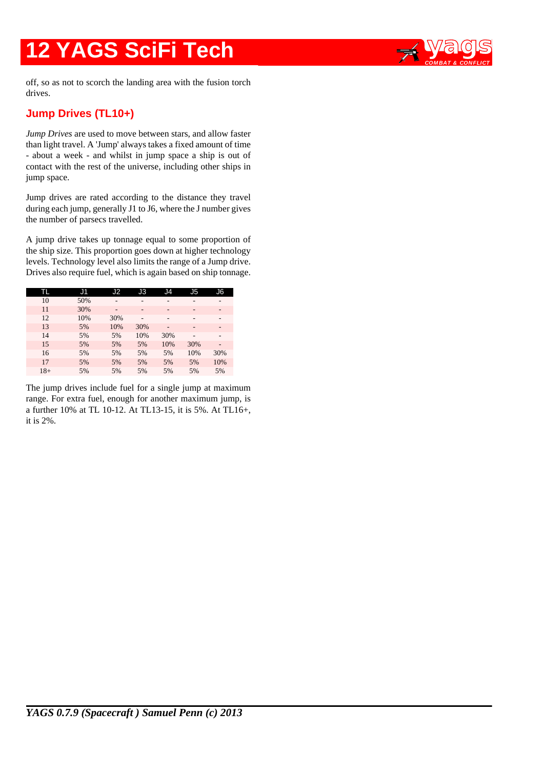off, so as not to scorch the landing area with the fusion torch drives.

## Jump Drives (TL10+)

*Jump Drives* are used to move between stars, and allow faster than light travel. A 'Jump' always takes a fixed amount of time - about a week - and whilst in jump space a ship is out of contact with the rest of the universe, including other ships in jump space.

Jump drives are rated according to the distance they travel during each jump, generally J1 to J6, where the J number gives the number of parsecs travelled.

A jump drive takes up tonnage equal to some proportion of the ship size. This proportion goes down at higher technology levels. Technology level also limits the range of a Jump drive. Drives also require fuel, which is again based on ship tonnage.

| TL | J1 | J2 | J3 | J4 | J5 | J6 |
|---|---|---|---|---|---|---|
| 10 | 50% | - | - | - | - | - |
| 11 | 30% | - | - | - | - | - |
| 12 | 10% | 30% | - | - | - | - |
| 13 | 5% | 10% | 30% | - | - | - |
| 14 | 5% | 5% | 10% | 30% | - | - |
| 15 | 5% | 5% | 5% | 10% | 30% | - |
| 16 | 5% | 5% | 5% | 5% | 10% | 30% |
| 17 | 5% | 5% | 5% | 5% | 5% | 10% |
| 18+ | 5% | 5% | 5% | 5% | 5% | 5% |

The jump drives include fuel for a single jump at maximum range. For extra fuel, enough for another maximum jump, is a further 10% at TL 10-12. At TL13-15, it is 5%. At TL16+, it is 2%.